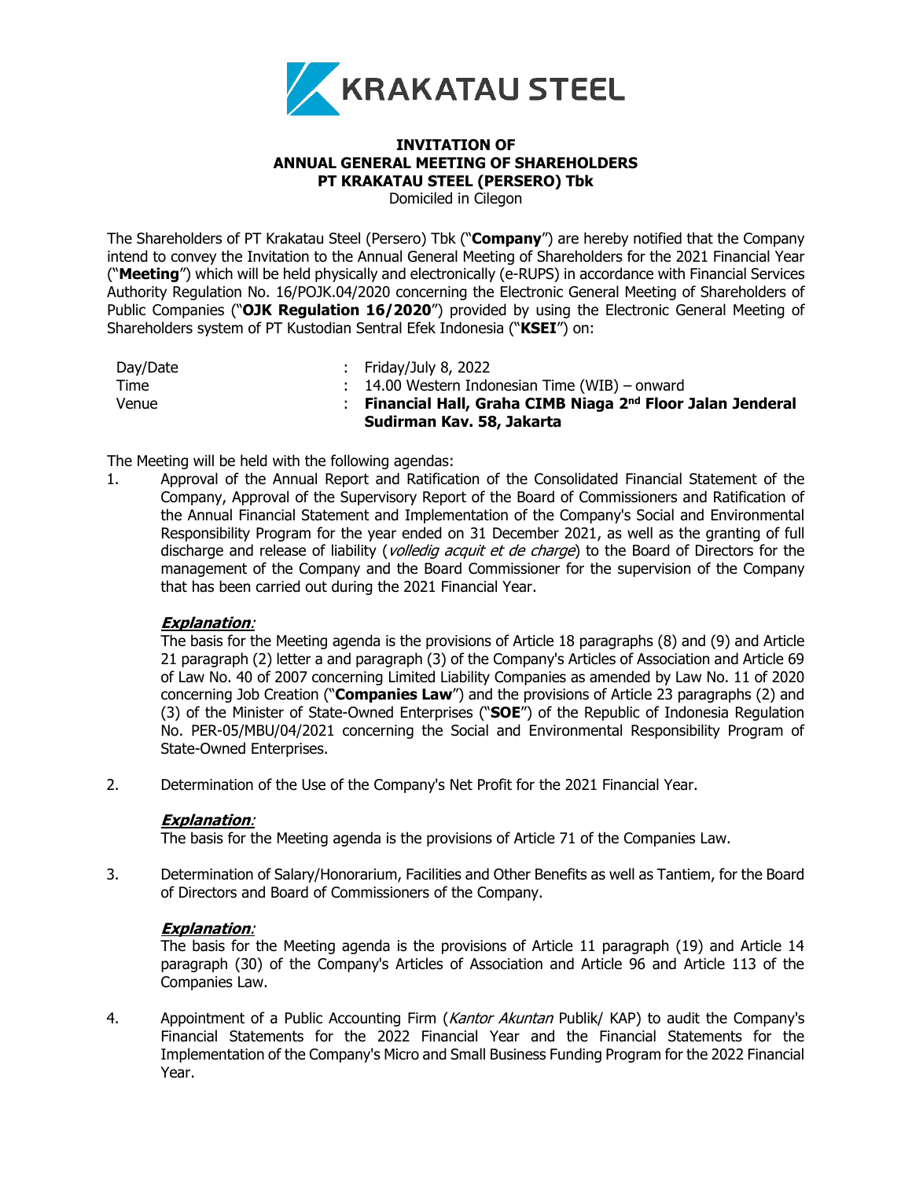KRAKATAU STEEL

# INVITATION OF ANNUAL GENERAL MEETING OF SHAREHOLDERS PT KRAKATAU STEEL (PERSERO) Tbk

Domiciled in Cilegon

The Shareholders of PT Krakatau Steel (Persero) Tbk ("**Company**") are hereby notified that the Company intend to convey the Invitation to the Annual General Meeting of Shareholders for the 2021 Financial Year ("**Meeting**") which will be held physically and electronically (e-RUPS) in accordance with Financial Services Authority Regulation No. 16/POJK.04/2020 concerning the Electronic General Meeting of Shareholders of Public Companies ("**OJK Regulation 16/2020**") provided by using the Electronic General Meeting of Shareholders system of PT Kustodian Sentral Efek Indonesia ("**KSEI**") on:

| | | |
|---|---|---|
| Day/Date | : | Friday/July 8, 2022 |
| Time | : | 14.00 Western Indonesian Time (WIB) – onward |
| Venue | : | **Financial Hall, Graha CIMB Niaga 2nd Floor Jalan Jenderal Sudirman Kav. 58, Jakarta** |

The Meeting will be held with the following agendas:

1. Approval of the Annual Report and Ratification of the Consolidated Financial Statement of the Company, Approval of the Supervisory Report of the Board of Commissioners and Ratification of the Annual Financial Statement and Implementation of the Company's Social and Environmental Responsibility Program for the year ended on 31 December 2021, as well as the granting of full discharge and release of liability (*volledig acquit et de charge*) to the Board of Directors for the management of the Company and the Board Commissioner for the supervision of the Company that has been carried out during the 2021 Financial Year.

   ***Explanation*:**
   The basis for the Meeting agenda is the provisions of Article 18 paragraphs (8) and (9) and Article 21 paragraph (2) letter a and paragraph (3) of the Company's Articles of Association and Article 69 of Law No. 40 of 2007 concerning Limited Liability Companies as amended by Law No. 11 of 2020 concerning Job Creation ("**Companies Law**") and the provisions of Article 23 paragraphs (2) and (3) of the Minister of State-Owned Enterprises ("**SOE**") of the Republic of Indonesia Regulation No. PER-05/MBU/04/2021 concerning the Social and Environmental Responsibility Program of State-Owned Enterprises.

2. Determination of the Use of the Company's Net Profit for the 2021 Financial Year.

   ***Explanation*:**
   The basis for the Meeting agenda is the provisions of Article 71 of the Companies Law.

3. Determination of Salary/Honorarium, Facilities and Other Benefits as well as Tantiem, for the Board of Directors and Board of Commissioners of the Company.

   ***Explanation*:**
   The basis for the Meeting agenda is the provisions of Article 11 paragraph (19) and Article 14 paragraph (30) of the Company's Articles of Association and Article 96 and Article 113 of the Companies Law.

4. Appointment of a Public Accounting Firm (*Kantor Akuntan* Publik/ KAP) to audit the Company's Financial Statements for the 2022 Financial Year and the Financial Statements for the Implementation of the Company's Micro and Small Business Funding Program for the 2022 Financial Year.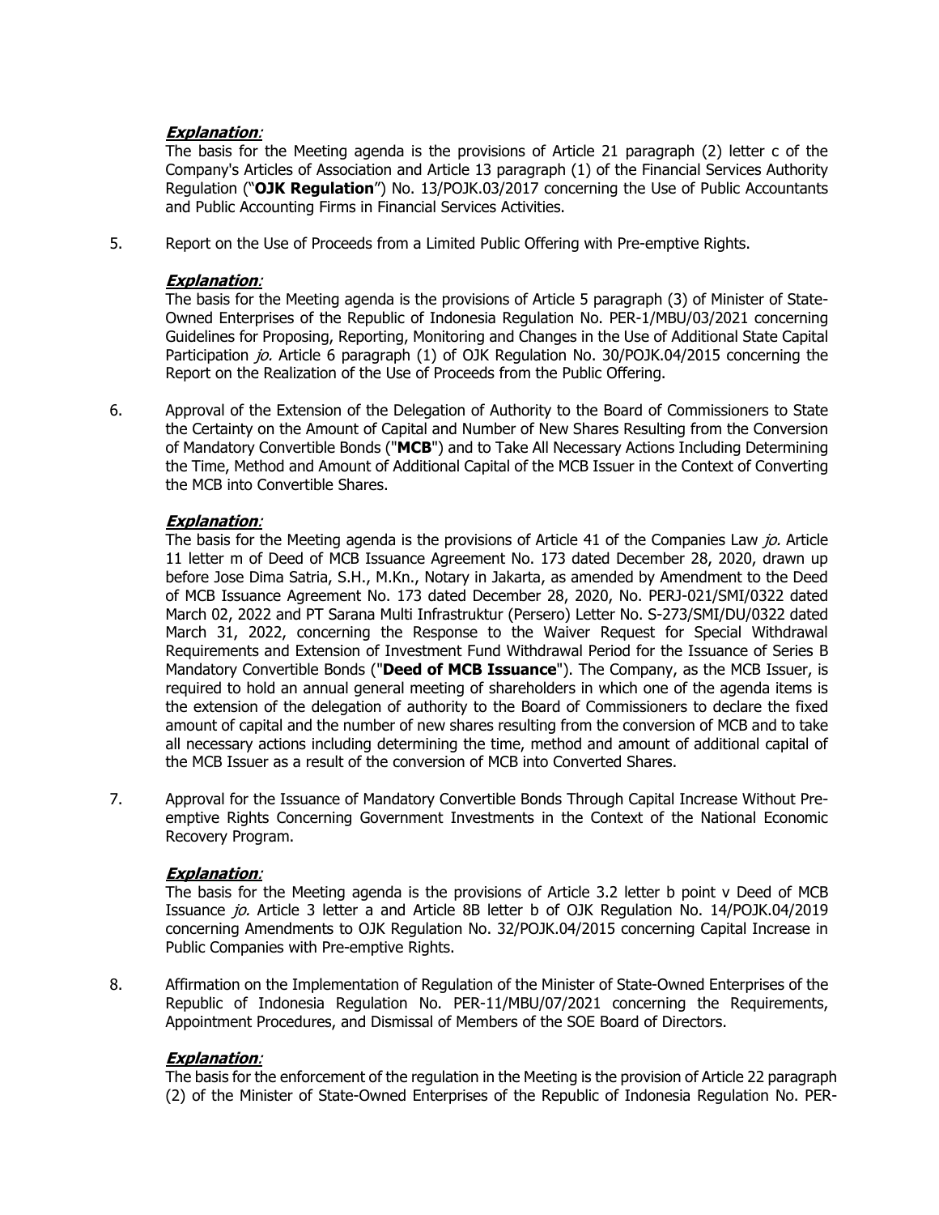***Explanation***:
The basis for the Meeting agenda is the provisions of Article 21 paragraph (2) letter c of the Company's Articles of Association and Article 13 paragraph (1) of the Financial Services Authority Regulation ("**OJK Regulation**") No. 13/POJK.03/2017 concerning the Use of Public Accountants and Public Accounting Firms in Financial Services Activities.

5. Report on the Use of Proceeds from a Limited Public Offering with Pre-emptive Rights.

   ***Explanation***:
   The basis for the Meeting agenda is the provisions of Article 5 paragraph (3) of Minister of State-Owned Enterprises of the Republic of Indonesia Regulation No. PER-1/MBU/03/2021 concerning Guidelines for Proposing, Reporting, Monitoring and Changes in the Use of Additional State Capital Participation *jo.* Article 6 paragraph (1) of OJK Regulation No. 30/POJK.04/2015 concerning the Report on the Realization of the Use of Proceeds from the Public Offering.

6. Approval of the Extension of the Delegation of Authority to the Board of Commissioners to State the Certainty on the Amount of Capital and Number of New Shares Resulting from the Conversion of Mandatory Convertible Bonds ("**MCB**") and to Take All Necessary Actions Including Determining the Time, Method and Amount of Additional Capital of the MCB Issuer in the Context of Converting the MCB into Convertible Shares.

   ***Explanation***:
   The basis for the Meeting agenda is the provisions of Article 41 of the Companies Law *jo.* Article 11 letter m of Deed of MCB Issuance Agreement No. 173 dated December 28, 2020, drawn up before Jose Dima Satria, S.H., M.Kn., Notary in Jakarta, as amended by Amendment to the Deed of MCB Issuance Agreement No. 173 dated December 28, 2020, No. PERJ-021/SMI/0322 dated March 02, 2022 and PT Sarana Multi Infrastruktur (Persero) Letter No. S-273/SMI/DU/0322 dated March 31, 2022, concerning the Response to the Waiver Request for Special Withdrawal Requirements and Extension of Investment Fund Withdrawal Period for the Issuance of Series B Mandatory Convertible Bonds ("**Deed of MCB Issuance**"). The Company, as the MCB Issuer, is required to hold an annual general meeting of shareholders in which one of the agenda items is the extension of the delegation of authority to the Board of Commissioners to declare the fixed amount of capital and the number of new shares resulting from the conversion of MCB and to take all necessary actions including determining the time, method and amount of additional capital of the MCB Issuer as a result of the conversion of MCB into Converted Shares.

7. Approval for the Issuance of Mandatory Convertible Bonds Through Capital Increase Without Pre-emptive Rights Concerning Government Investments in the Context of the National Economic Recovery Program.

   ***Explanation***:
   The basis for the Meeting agenda is the provisions of Article 3.2 letter b point v Deed of MCB Issuance *jo.* Article 3 letter a and Article 8B letter b of OJK Regulation No. 14/POJK.04/2019 concerning Amendments to OJK Regulation No. 32/POJK.04/2015 concerning Capital Increase in Public Companies with Pre-emptive Rights.

8. Affirmation on the Implementation of Regulation of the Minister of State-Owned Enterprises of the Republic of Indonesia Regulation No. PER-11/MBU/07/2021 concerning the Requirements, Appointment Procedures, and Dismissal of Members of the SOE Board of Directors.

   ***Explanation***:
   The basis for the enforcement of the regulation in the Meeting is the provision of Article 22 paragraph (2) of the Minister of State-Owned Enterprises of the Republic of Indonesia Regulation No. PER-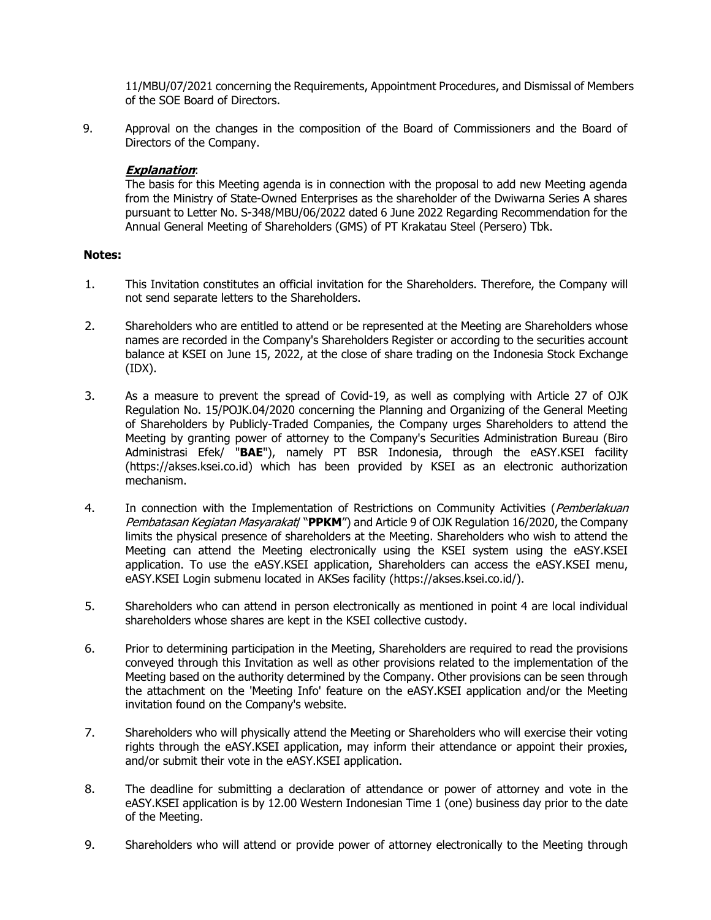11/MBU/07/2021 concerning the Requirements, Appointment Procedures, and Dismissal of Members of the SOE Board of Directors.

9. Approval on the changes in the composition of the Board of Commissioners and the Board of Directors of the Company.

   ***Explanation***:
   The basis for this Meeting agenda is in connection with the proposal to add new Meeting agenda from the Ministry of State-Owned Enterprises as the shareholder of the Dwiwarna Series A shares pursuant to Letter No. S-348/MBU/06/2022 dated 6 June 2022 Regarding Recommendation for the Annual General Meeting of Shareholders (GMS) of PT Krakatau Steel (Persero) Tbk.

**Notes:**

1. This Invitation constitutes an official invitation for the Shareholders. Therefore, the Company will not send separate letters to the Shareholders.

2. Shareholders who are entitled to attend or be represented at the Meeting are Shareholders whose names are recorded in the Company's Shareholders Register or according to the securities account balance at KSEI on June 15, 2022, at the close of share trading on the Indonesia Stock Exchange (IDX).

3. As a measure to prevent the spread of Covid-19, as well as complying with Article 27 of OJK Regulation No. 15/POJK.04/2020 concerning the Planning and Organizing of the General Meeting of Shareholders by Publicly-Traded Companies, the Company urges Shareholders to attend the Meeting by granting power of attorney to the Company's Securities Administration Bureau (Biro Administrasi Efek/ "**BAE**"), namely PT BSR Indonesia, through the eASY.KSEI facility (https://akses.ksei.co.id) which has been provided by KSEI as an electronic authorization mechanism.

4. In connection with the Implementation of Restrictions on Community Activities (*Pemberlakuan Pembatasan Kegiatan Masyarakat*/ "**PPKM**") and Article 9 of OJK Regulation 16/2020, the Company limits the physical presence of shareholders at the Meeting. Shareholders who wish to attend the Meeting can attend the Meeting electronically using the KSEI system using the eASY.KSEI application. To use the eASY.KSEI application, Shareholders can access the eASY.KSEI menu, eASY.KSEI Login submenu located in AKSes facility (https://akses.ksei.co.id/).

5. Shareholders who can attend in person electronically as mentioned in point 4 are local individual shareholders whose shares are kept in the KSEI collective custody.

6. Prior to determining participation in the Meeting, Shareholders are required to read the provisions conveyed through this Invitation as well as other provisions related to the implementation of the Meeting based on the authority determined by the Company. Other provisions can be seen through the attachment on the 'Meeting Info' feature on the eASY.KSEI application and/or the Meeting invitation found on the Company's website.

7. Shareholders who will physically attend the Meeting or Shareholders who will exercise their voting rights through the eASY.KSEI application, may inform their attendance or appoint their proxies, and/or submit their vote in the eASY.KSEI application.

8. The deadline for submitting a declaration of attendance or power of attorney and vote in the eASY.KSEI application is by 12.00 Western Indonesian Time 1 (one) business day prior to the date of the Meeting.

9. Shareholders who will attend or provide power of attorney electronically to the Meeting through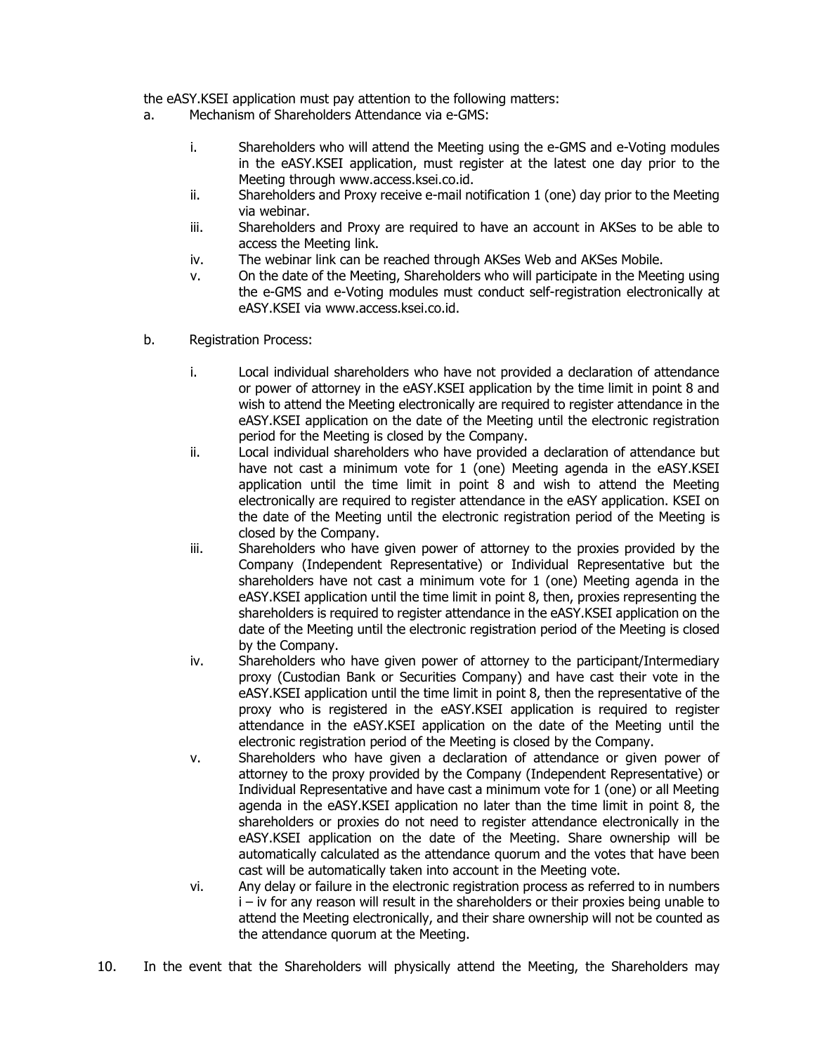the eASY.KSEI application must pay attention to the following matters:

a. Mechanism of Shareholders Attendance via e-GMS:

   i. Shareholders who will attend the Meeting using the e-GMS and e-Voting modules in the eASY.KSEI application, must register at the latest one day prior to the Meeting through www.access.ksei.co.id.
   ii. Shareholders and Proxy receive e-mail notification 1 (one) day prior to the Meeting via webinar.
   iii. Shareholders and Proxy are required to have an account in AKSes to be able to access the Meeting link.
   iv. The webinar link can be reached through AKSes Web and AKSes Mobile.
   v. On the date of the Meeting, Shareholders who will participate in the Meeting using the e-GMS and e-Voting modules must conduct self-registration electronically at eASY.KSEI via www.access.ksei.co.id.

b. Registration Process:

   i. Local individual shareholders who have not provided a declaration of attendance or power of attorney in the eASY.KSEI application by the time limit in point 8 and wish to attend the Meeting electronically are required to register attendance in the eASY.KSEI application on the date of the Meeting until the electronic registration period for the Meeting is closed by the Company.
   ii. Local individual shareholders who have provided a declaration of attendance but have not cast a minimum vote for 1 (one) Meeting agenda in the eASY.KSEI application until the time limit in point 8 and wish to attend the Meeting electronically are required to register attendance in the eASY application. KSEI on the date of the Meeting until the electronic registration period of the Meeting is closed by the Company.
   iii. Shareholders who have given power of attorney to the proxies provided by the Company (Independent Representative) or Individual Representative but the shareholders have not cast a minimum vote for 1 (one) Meeting agenda in the eASY.KSEI application until the time limit in point 8, then, proxies representing the shareholders is required to register attendance in the eASY.KSEI application on the date of the Meeting until the electronic registration period of the Meeting is closed by the Company.
   iv. Shareholders who have given power of attorney to the participant/Intermediary proxy (Custodian Bank or Securities Company) and have cast their vote in the eASY.KSEI application until the time limit in point 8, then the representative of the proxy who is registered in the eASY.KSEI application is required to register attendance in the eASY.KSEI application on the date of the Meeting until the electronic registration period of the Meeting is closed by the Company.
   v. Shareholders who have given a declaration of attendance or given power of attorney to the proxy provided by the Company (Independent Representative) or Individual Representative and have cast a minimum vote for 1 (one) or all Meeting agenda in the eASY.KSEI application no later than the time limit in point 8, the shareholders or proxies do not need to register attendance electronically in the eASY.KSEI application on the date of the Meeting. Share ownership will be automatically calculated as the attendance quorum and the votes that have been cast will be automatically taken into account in the Meeting vote.
   vi. Any delay or failure in the electronic registration process as referred to in numbers i – iv for any reason will result in the shareholders or their proxies being unable to attend the Meeting electronically, and their share ownership will not be counted as the attendance quorum at the Meeting.

10. In the event that the Shareholders will physically attend the Meeting, the Shareholders may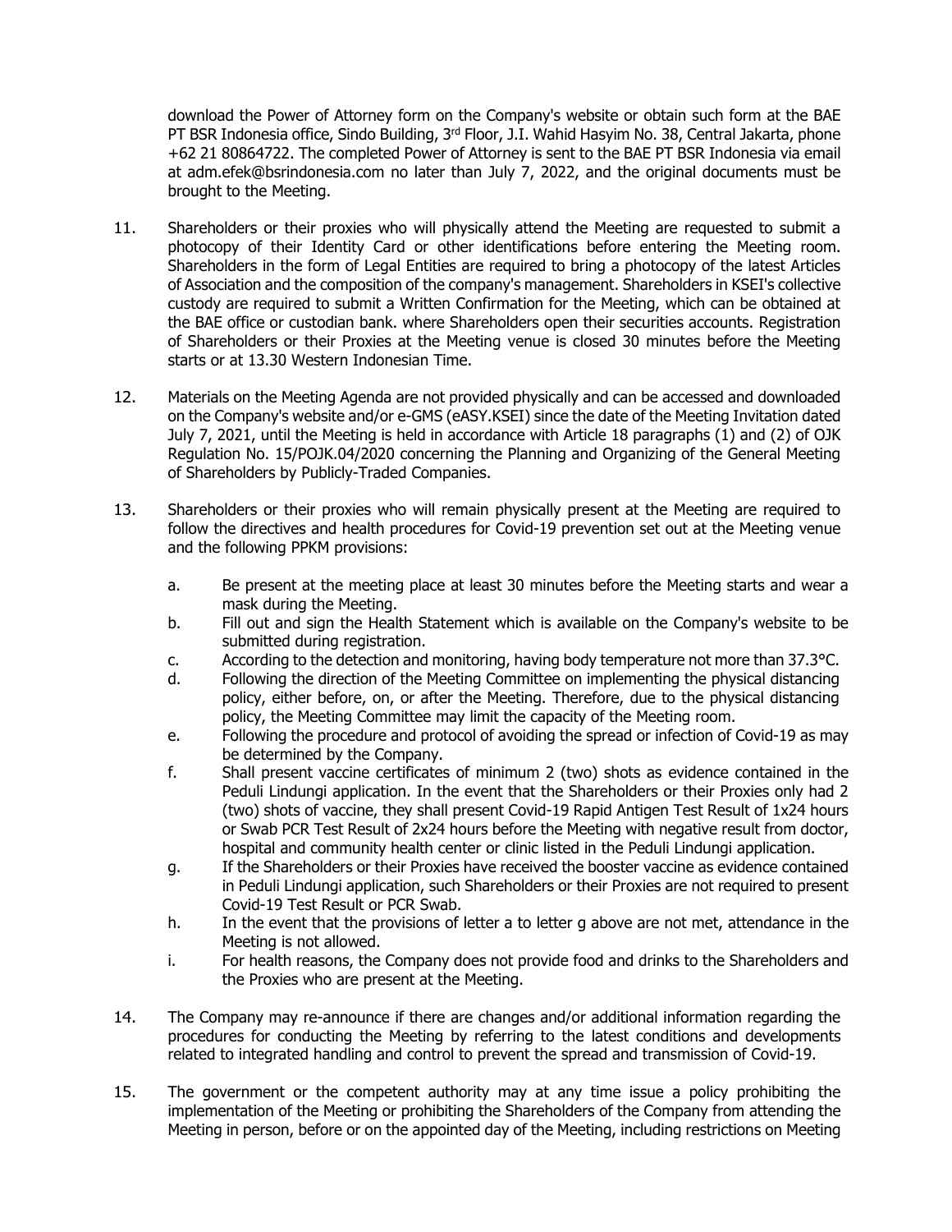download the Power of Attorney form on the Company's website or obtain such form at the BAE PT BSR Indonesia office, Sindo Building, 3rd Floor, J.I. Wahid Hasyim No. 38, Central Jakarta, phone +62 21 80864722. The completed Power of Attorney is sent to the BAE PT BSR Indonesia via email at adm.efek@bsrindonesia.com no later than July 7, 2022, and the original documents must be brought to the Meeting.

11. Shareholders or their proxies who will physically attend the Meeting are requested to submit a photocopy of their Identity Card or other identifications before entering the Meeting room. Shareholders in the form of Legal Entities are required to bring a photocopy of the latest Articles of Association and the composition of the company's management. Shareholders in KSEI's collective custody are required to submit a Written Confirmation for the Meeting, which can be obtained at the BAE office or custodian bank. where Shareholders open their securities accounts. Registration of Shareholders or their Proxies at the Meeting venue is closed 30 minutes before the Meeting starts or at 13.30 Western Indonesian Time.

12. Materials on the Meeting Agenda are not provided physically and can be accessed and downloaded on the Company's website and/or e-GMS (eASY.KSEI) since the date of the Meeting Invitation dated July 7, 2021, until the Meeting is held in accordance with Article 18 paragraphs (1) and (2) of OJK Regulation No. 15/POJK.04/2020 concerning the Planning and Organizing of the General Meeting of Shareholders by Publicly-Traded Companies.

13. Shareholders or their proxies who will remain physically present at the Meeting are required to follow the directives and health procedures for Covid-19 prevention set out at the Meeting venue and the following PPKM provisions:

    a. Be present at the meeting place at least 30 minutes before the Meeting starts and wear a mask during the Meeting.
    b. Fill out and sign the Health Statement which is available on the Company's website to be submitted during registration.
    c. According to the detection and monitoring, having body temperature not more than 37.3°C.
    d. Following the direction of the Meeting Committee on implementing the physical distancing policy, either before, on, or after the Meeting. Therefore, due to the physical distancing policy, the Meeting Committee may limit the capacity of the Meeting room.
    e. Following the procedure and protocol of avoiding the spread or infection of Covid-19 as may be determined by the Company.
    f. Shall present vaccine certificates of minimum 2 (two) shots as evidence contained in the Peduli Lindungi application. In the event that the Shareholders or their Proxies only had 2 (two) shots of vaccine, they shall present Covid-19 Rapid Antigen Test Result of 1x24 hours or Swab PCR Test Result of 2x24 hours before the Meeting with negative result from doctor, hospital and community health center or clinic listed in the Peduli Lindungi application.
    g. If the Shareholders or their Proxies have received the booster vaccine as evidence contained in Peduli Lindungi application, such Shareholders or their Proxies are not required to present Covid-19 Test Result or PCR Swab.
    h. In the event that the provisions of letter a to letter g above are not met, attendance in the Meeting is not allowed.
    i. For health reasons, the Company does not provide food and drinks to the Shareholders and the Proxies who are present at the Meeting.

14. The Company may re-announce if there are changes and/or additional information regarding the procedures for conducting the Meeting by referring to the latest conditions and developments related to integrated handling and control to prevent the spread and transmission of Covid-19.

15. The government or the competent authority may at any time issue a policy prohibiting the implementation of the Meeting or prohibiting the Shareholders of the Company from attending the Meeting in person, before or on the appointed day of the Meeting, including restrictions on Meeting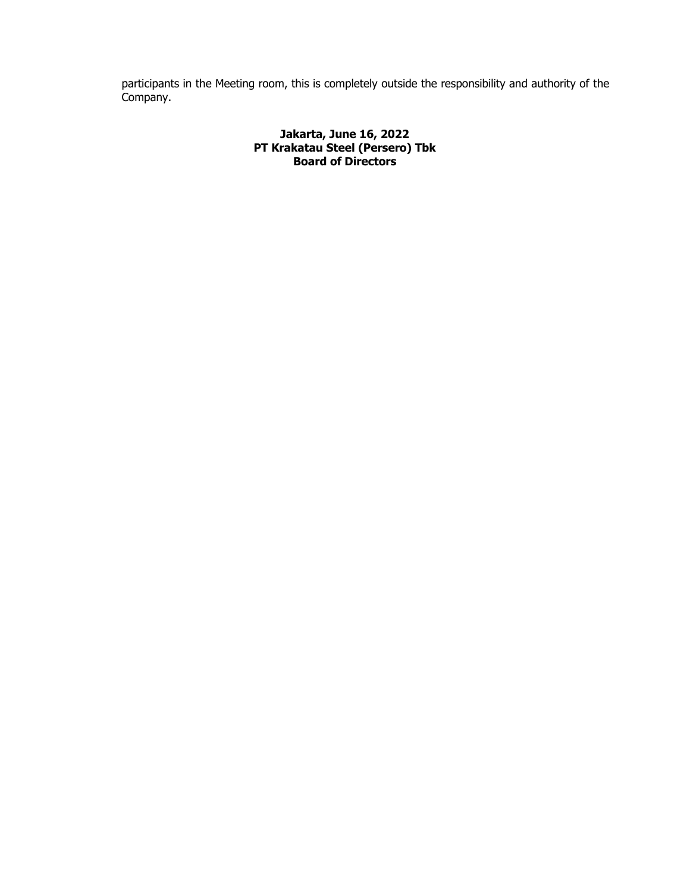participants in the Meeting room, this is completely outside the responsibility and authority of the Company.

**Jakarta, June 16, 2022**
**PT Krakatau Steel (Persero) Tbk**
**Board of Directors**